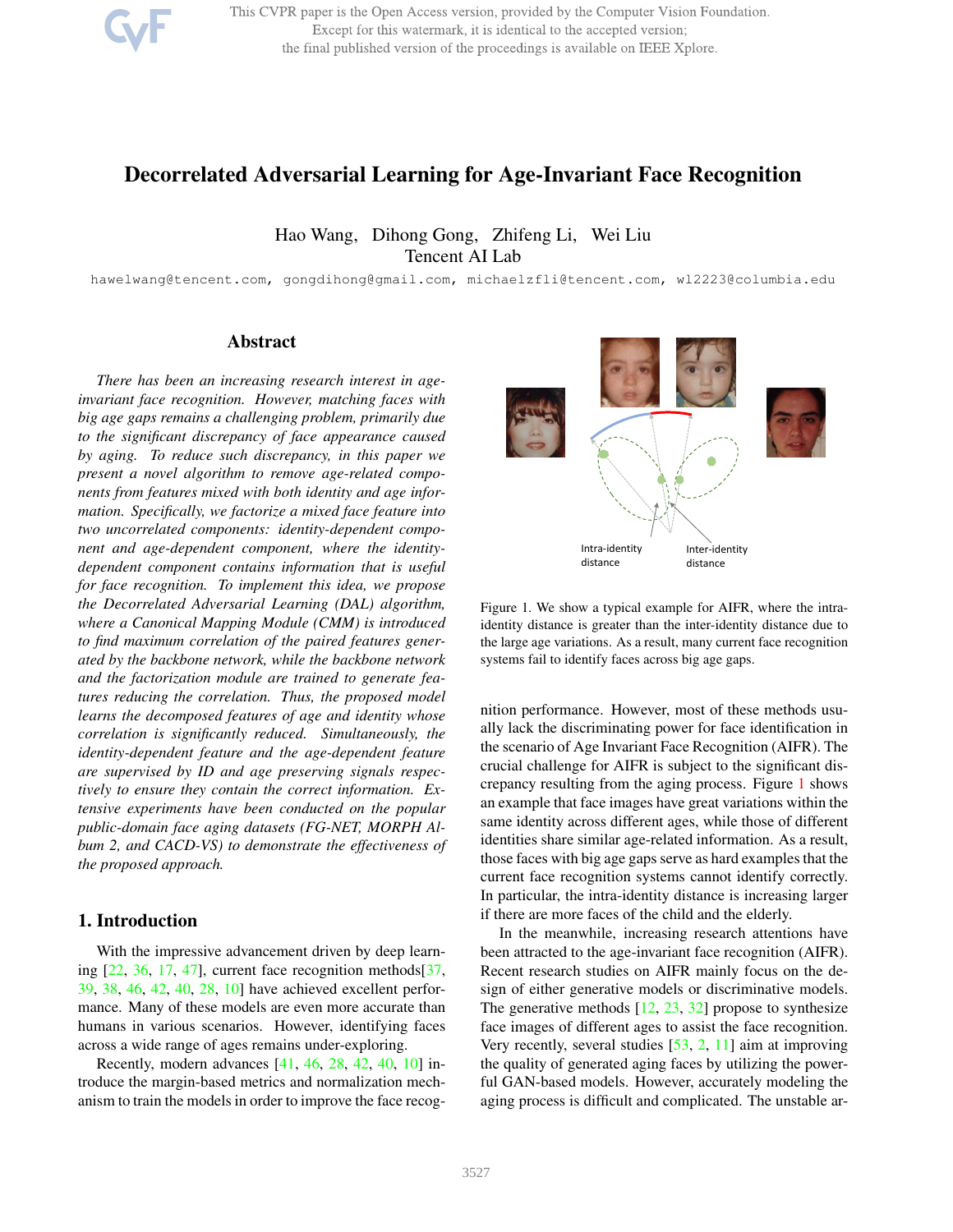# Decorrelated Adversarial Learning for Age-Invariant Face Recognition

Hao Wang, Dihong Gong, Zhifeng Li, Wei Liu
Tencent AI Lab

hawelwang@tencent.com, gongdihong@gmail.com, michaelzfli@tencent.com, wl2223@columbia.edu

## Abstract

*There has been an increasing research interest in age-invariant face recognition. However, matching faces with big age gaps remains a challenging problem, primarily due to the significant discrepancy of face appearance caused by aging. To reduce such discrepancy, in this paper we present a novel algorithm to remove age-related components from features mixed with both identity and age information. Specifically, we factorize a mixed face feature into two uncorrelated components: identity-dependent component and age-dependent component, where the identity-dependent component contains information that is useful for face recognition. To implement this idea, we propose the Decorrelated Adversarial Learning (DAL) algorithm, where a Canonical Mapping Module (CMM) is introduced to find maximum correlation of the paired features generated by the backbone network, while the backbone network and the factorization module are trained to generate features reducing the correlation. Thus, the proposed model learns the decomposed features of age and identity whose correlation is significantly reduced. Simultaneously, the identity-dependent feature and the age-dependent feature are supervised by ID and age preserving signals respectively to ensure they contain the correct information. Extensive experiments have been conducted on the popular public-domain face aging datasets (FG-NET, MORPH Album 2, and CACD-VS) to demonstrate the effectiveness of the proposed approach.*

## 1. Introduction

With the impressive advancement driven by deep learning [22, 36, 17, 47], current face recognition methods[37, 39, 38, 46, 42, 40, 28, 10] have achieved excellent performance. Many of these models are even more accurate than humans in various scenarios. However, identifying faces across a wide range of ages remains under-exploring.

Recently, modern advances [41, 46, 28, 42, 40, 10] introduce the margin-based metrics and normalization mechanism to train the models in order to improve the face recognition performance. However, most of these methods usually lack the discriminating power for face identification in the scenario of Age Invariant Face Recognition (AIFR). The crucial challenge for AIFR is subject to the significant discrepancy resulting from the aging process. Figure 1 shows an example that face images have great variations within the same identity across different ages, while those of different identities share similar age-related information. As a result, those faces with big age gaps serve as hard examples that the current face recognition systems cannot identify correctly. In particular, the intra-identity distance is increasing larger if there are more faces of the child and the elderly.

Intra-identity distance

Inter-identity distance

Figure 1. We show a typical example for AIFR, where the intra-identity distance is greater than the inter-identity distance due to the large age variations. As a result, many current face recognition systems fail to identify faces across big age gaps.

In the meanwhile, increasing research attentions have been attracted to the age-invariant face recognition (AIFR). Recent research studies on AIFR mainly focus on the design of either generative models or discriminative models. The generative methods [12, 23, 32] propose to synthesize face images of different ages to assist the face recognition. Very recently, several studies [53, 2, 11] aim at improving the quality of generated aging faces by utilizing the powerful GAN-based models. However, accurately modeling the aging process is difficult and complicated. The unstable ar-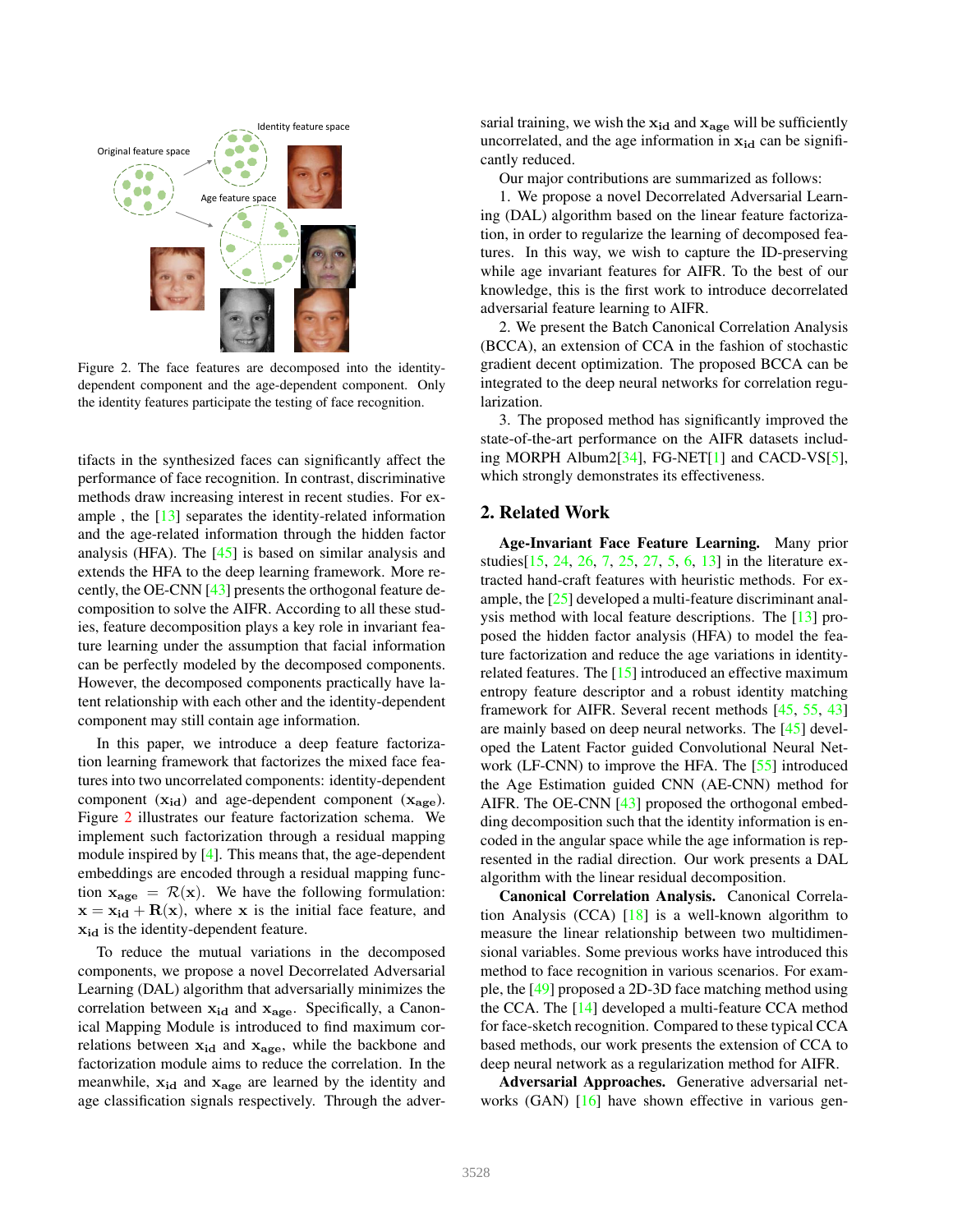Figure 2. The face features are decomposed into the identity-dependent component and the age-dependent component. Only the identity features participate the testing of face recognition.

tifacts in the synthesized faces can significantly affect the performance of face recognition. In contrast, discriminative methods draw increasing interest in recent studies. For example , the [13] separates the identity-related information and the age-related information through the hidden factor analysis (HFA). The [45] is based on similar analysis and extends the HFA to the deep learning framework. More recently, the OE-CNN [43] presents the orthogonal feature decomposition to solve the AIFR. According to all these studies, feature decomposition plays a key role in invariant feature learning under the assumption that facial information can be perfectly modeled by the decomposed components. However, the decomposed components practically have latent relationship with each other and the identity-dependent component may still contain age information.

In this paper, we introduce a deep feature factorization learning framework that factorizes the mixed face features into two uncorrelated components: identity-dependent component ($\mathbf{x_{id}}$) and age-dependent component ($\mathbf{x_{age}}$). Figure 2 illustrates our feature factorization schema. We implement such factorization through a residual mapping module inspired by [4]. This means that, the age-dependent embeddings are encoded through a residual mapping function $\mathbf{x_{age}} = \mathcal{R}(\mathbf{x})$. We have the following formulation: $\mathbf{x} = \mathbf{x_{id}} + \mathbf{R}(\mathbf{x})$, where $\mathbf{x}$ is the initial face feature, and $\mathbf{x_{id}}$ is the identity-dependent feature.

To reduce the mutual variations in the decomposed components, we propose a novel Decorrelated Adversarial Learning (DAL) algorithm that adversarially minimizes the correlation between $\mathbf{x_{id}}$ and $\mathbf{x_{age}}$. Specifically, a Canonical Mapping Module is introduced to find maximum correlations between $\mathbf{x_{id}}$ and $\mathbf{x_{age}}$, while the backbone and factorization module aims to reduce the correlation. In the meanwhile, $\mathbf{x_{id}}$ and $\mathbf{x_{age}}$ are learned by the identity and age classification signals respectively. Through the adversarial training, we wish the $\mathbf{x_{id}}$ and $\mathbf{x_{age}}$ will be sufficiently uncorrelated, and the age information in $\mathbf{x_{id}}$ can be significantly reduced.

Our major contributions are summarized as follows:

1. We propose a novel Decorrelated Adversarial Learning (DAL) algorithm based on the linear feature factorization, in order to regularize the learning of decomposed features. In this way, we wish to capture the ID-preserving while age invariant features for AIFR. To the best of our knowledge, this is the first work to introduce decorrelated adversarial feature learning to AIFR.

2. We present the Batch Canonical Correlation Analysis (BCCA), an extension of CCA in the fashion of stochastic gradient decent optimization. The proposed BCCA can be integrated to the deep neural networks for correlation regularization.

3. The proposed method has significantly improved the state-of-the-art performance on the AIFR datasets including MORPH Album2[34], FG-NET[1] and CACD-VS[5], which strongly demonstrates its effectiveness.

## 2. Related Work

**Age-Invariant Face Feature Learning.** Many prior studies[15, 24, 26, 7, 25, 27, 5, 6, 13] in the literature extracted hand-craft features with heuristic methods. For example, the [25] developed a multi-feature discriminant analysis method with local feature descriptions. The [13] proposed the hidden factor analysis (HFA) to model the feature factorization and reduce the age variations in identity-related features. The [15] introduced an effective maximum entropy feature descriptor and a robust identity matching framework for AIFR. Several recent methods [45, 55, 43] are mainly based on deep neural networks. The [45] developed the Latent Factor guided Convolutional Neural Network (LF-CNN) to improve the HFA. The [55] introduced the Age Estimation guided CNN (AE-CNN) method for AIFR. The OE-CNN [43] proposed the orthogonal embedding decomposition such that the identity information is encoded in the angular space while the age information is represented in the radial direction. Our work presents a DAL algorithm with the linear residual decomposition.

**Canonical Correlation Analysis.** Canonical Correlation Analysis (CCA) [18] is a well-known algorithm to measure the linear relationship between two multidimensional variables. Some previous works have introduced this method to face recognition in various scenarios. For example, the [49] proposed a 2D-3D face matching method using the CCA. The [14] developed a multi-feature CCA method for face-sketch recognition. Compared to these typical CCA based methods, our work presents the extension of CCA to deep neural network as a regularization method for AIFR.

**Adversarial Approaches.** Generative adversarial networks (GAN) [16] have shown effective in various gen-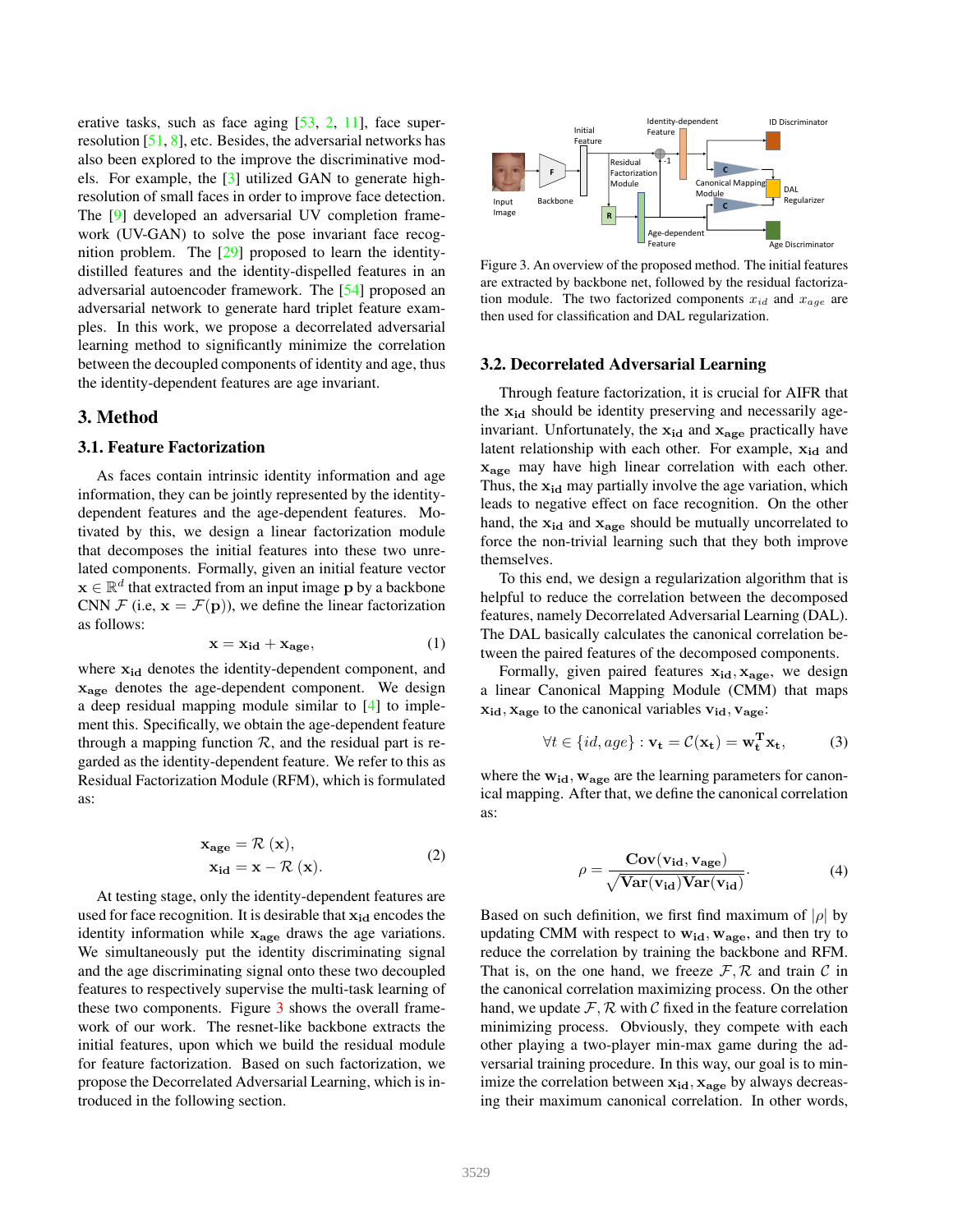erative tasks, such as face aging [53, 2, 11], face super-resolution [51, 8], etc. Besides, the adversarial networks has also been explored to the improve the discriminative models. For example, the [3] utilized GAN to generate high-resolution of small faces in order to improve face detection. The [9] developed an adversarial UV completion framework (UV-GAN) to solve the pose invariant face recognition problem. The [29] proposed to learn the identity-distilled features and the identity-dispelled features in an adversarial autoencoder framework. The [54] proposed an adversarial network to generate hard triplet feature examples. In this work, we propose a decorrelated adversarial learning method to significantly minimize the correlation between the decoupled components of identity and age, thus the identity-dependent features are age invariant.

# 3. Method

## 3.1. Feature Factorization

As faces contain intrinsic identity information and age information, they can be jointly represented by the identity-dependent features and the age-dependent features. Motivated by this, we design a linear factorization module that decomposes the initial features into these two unrelated components. Formally, given an initial feature vector $\mathbf{x} \in \mathbb{R}^d$ that extracted from an input image $\mathbf{p}$ by a backbone CNN $\mathcal{F}$ (i.e, $\mathbf{x} = \mathcal{F}(\mathbf{p})$), we define the linear factorization as follows:

$$\mathbf{x} = \mathbf{x_{id}} + \mathbf{x_{age}}, \tag{1}$$

where $\mathbf{x_{id}}$ denotes the identity-dependent component, and $\mathbf{x_{age}}$ denotes the age-dependent component. We design a deep residual mapping module similar to [4] to implement this. Specifically, we obtain the age-dependent feature through a mapping function $\mathcal{R}$, and the residual part is regarded as the identity-dependent feature. We refer to this as Residual Factorization Module (RFM), which is formulated as:

$$\begin{aligned} \mathbf{x_{age}} &= \mathcal{R}\ (\mathbf{x}), \\ \mathbf{x_{id}} &= \mathbf{x} - \mathcal{R}\ (\mathbf{x}). \end{aligned} \tag{2}$$

At testing stage, only the identity-dependent features are used for face recognition. It is desirable that $\mathbf{x_{id}}$ encodes the identity information while $\mathbf{x_{age}}$ draws the age variations. We simultaneously put the identity discriminating signal and the age discriminating signal onto these two decoupled features to respectively supervise the multi-task learning of these two components. Figure 3 shows the overall framework of our work. The resnet-like backbone extracts the initial features, upon which we build the residual module for feature factorization. Based on such factorization, we propose the Decorrelated Adversarial Learning, which is introduced in the following section.

Figure 3. An overview of the proposed method. The initial features are extracted by backbone net, followed by the residual factorization module. The two factorized components $x_{id}$ and $x_{age}$ are then used for classification and DAL regularization.

## 3.2. Decorrelated Adversarial Learning

Through feature factorization, it is crucial for AIFR that the $\mathbf{x_{id}}$ should be identity preserving and necessarily age-invariant. Unfortunately, the $\mathbf{x_{id}}$ and $\mathbf{x_{age}}$ practically have latent relationship with each other. For example, $\mathbf{x_{id}}$ and $\mathbf{x_{age}}$ may have high linear correlation with each other. Thus, the $\mathbf{x_{id}}$ may partially involve the age variation, which leads to negative effect on face recognition. On the other hand, the $\mathbf{x_{id}}$ and $\mathbf{x_{age}}$ should be mutually uncorrelated to force the non-trivial learning such that they both improve themselves.

To this end, we design a regularization algorithm that is helpful to reduce the correlation between the decomposed features, namely Decorrelated Adversarial Learning (DAL). The DAL basically calculates the canonical correlation between the paired features of the decomposed components.

Formally, given paired features $\mathbf{x_{id}}, \mathbf{x_{age}}$, we design a linear Canonical Mapping Module (CMM) that maps $\mathbf{x_{id}}, \mathbf{x_{age}}$ to the canonical variables $\mathbf{v_{id}}, \mathbf{v_{age}}$:

$$\forall t \in \{id, age\} : \mathbf{v_t} = \mathcal{C}(\mathbf{x_t}) = \mathbf{w_t^T} \mathbf{x_t}, \tag{3}$$

where the $\mathbf{w_{id}}, \mathbf{w_{age}}$ are the learning parameters for canonical mapping. After that, we define the canonical correlation as:

$$\rho = \frac{\mathbf{Cov}(\mathbf{v_{id}}, \mathbf{v_{age}})}{\sqrt{\mathbf{Var}(\mathbf{v_{id}})\mathbf{Var}(\mathbf{v_{id}})}}. \tag{4}$$

Based on such definition, we first find maximum of $|\rho|$ by updating CMM with respect to $\mathbf{w_{id}}, \mathbf{w_{age}}$, and then try to reduce the correlation by training the backbone and RFM. That is, on the one hand, we freeze $\mathcal{F}, \mathcal{R}$ and train $\mathcal{C}$ in the canonical correlation maximizing process. On the other hand, we update $\mathcal{F}, \mathcal{R}$ with $\mathcal{C}$ fixed in the feature correlation minimizing process. Obviously, they compete with each other playing a two-player min-max game during the adversarial training procedure. In this way, our goal is to minimize the correlation between $\mathbf{x_{id}}, \mathbf{x_{age}}$ by always decreasing their maximum canonical correlation. In other words,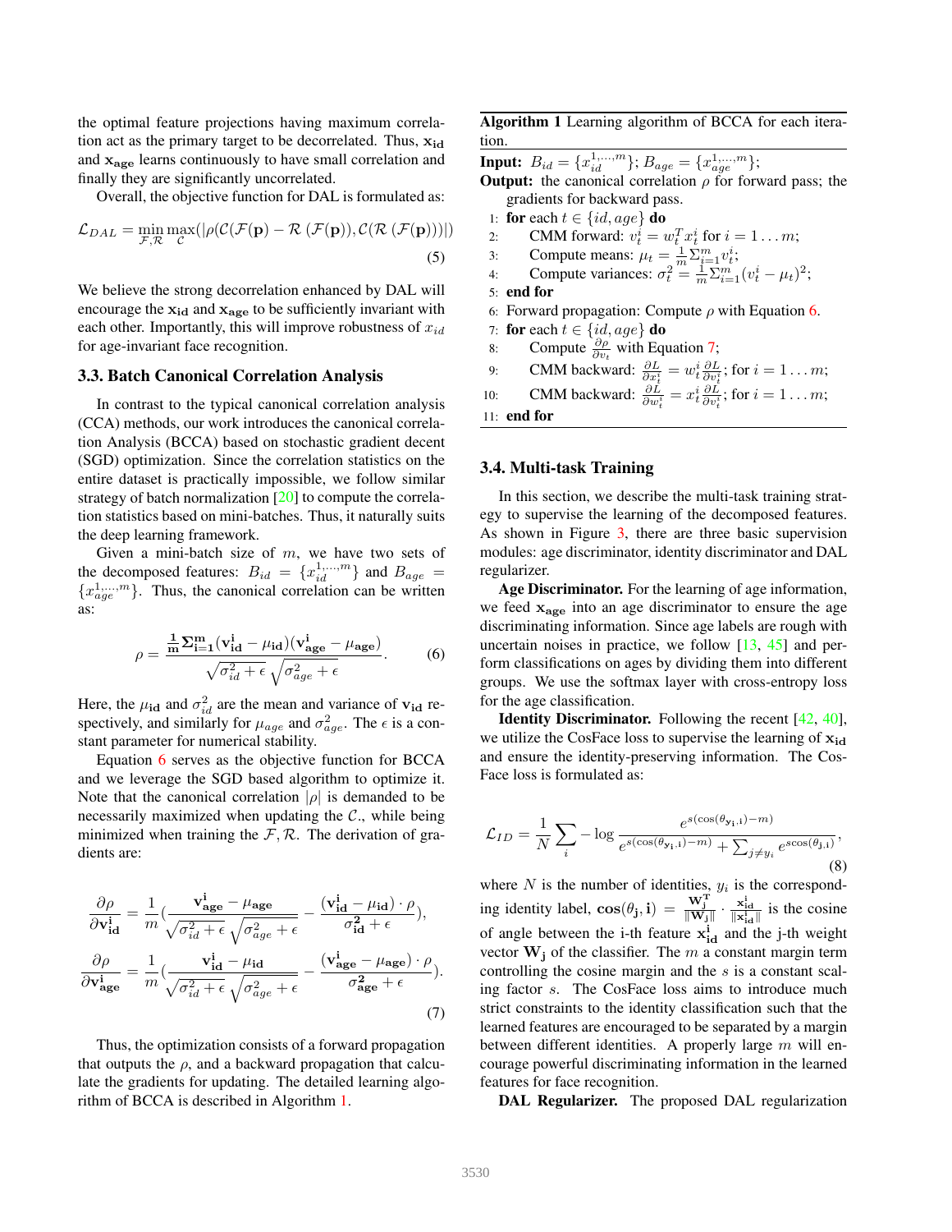the optimal feature projections having maximum correlation act as the primary target to be decorrelated. Thus, $\mathbf{x_{id}}$ and $\mathbf{x_{age}}$ learns continuously to have small correlation and finally they are significantly uncorrelated.

Overall, the objective function for DAL is formulated as:

$$\mathcal{L}_{DAL} = \min_{\mathcal{F},\mathcal{R}} \max_{\mathcal{C}} (|\rho(\mathcal{C}(\mathcal{F}(\mathbf{p}) - \mathcal{R}(\mathcal{F}(\mathbf{p})), \mathcal{C}(\mathcal{R}(\mathcal{F}(\mathbf{p})))|) \tag{5}$$

We believe the strong decorrelation enhanced by DAL will encourage the $\mathbf{x_{id}}$ and $\mathbf{x_{age}}$ to be sufficiently invariant with each other. Importantly, this will improve robustness of $x_{id}$ for age-invariant face recognition.

### 3.3. Batch Canonical Correlation Analysis

In contrast to the typical canonical correlation analysis (CCA) methods, our work introduces the canonical correlation Analysis (BCCA) based on stochastic gradient decent (SGD) optimization. Since the correlation statistics on the entire dataset is practically impossible, we follow similar strategy of batch normalization [20] to compute the correlation statistics based on mini-batches. Thus, it naturally suits the deep learning framework.

Given a mini-batch size of $m$, we have two sets of the decomposed features: $B_{id} = \{x_{id}^{1,\ldots,m}\}$ and $B_{age} = \{x_{age}^{1,\ldots,m}\}$. Thus, the canonical correlation can be written as:

$$\rho = \frac{\frac{1}{\mathbf{m}}\mathbf{\Sigma_{i=1}^{m}}(\mathbf{v_{id}^{i}} - \mu_{\mathbf{id}})(\mathbf{v_{age}^{i}} - \mu_{\mathbf{age}})}{\sqrt{\sigma_{id}^2 + \epsilon}\sqrt{\sigma_{age}^2 + \epsilon}}. \tag{6}$$

Here, the $\mu_{id}$ and $\sigma_{id}^2$ are the mean and variance of $\mathbf{v_{id}}$ respectively, and similarly for $\mu_{age}$ and $\sigma_{age}^2$. The $\epsilon$ is a constant parameter for numerical stability.

Equation 6 serves as the objective function for BCCA and we leverage the SGD based algorithm to optimize it. Note that the canonical correlation $|\rho|$ is demanded to be necessarily maximized when updating the $\mathcal{C}$., while being minimized when training the $\mathcal{F},\mathcal{R}$. The derivation of gradients are:

$$\frac{\partial\rho}{\partial\mathbf{v_{id}^{i}}} = \frac{1}{m}\left(\frac{\mathbf{v_{age}^{i}} - \mu_{\mathbf{age}}}{\sqrt{\sigma_{id}^2 + \epsilon}\sqrt{\sigma_{age}^2 + \epsilon}} - \frac{(\mathbf{v_{id}^{i}} - \mu_{\mathbf{id}})\cdot\rho}{\sigma_{\mathbf{id}}^2 + \epsilon}\right),$$

$$\frac{\partial\rho}{\partial\mathbf{v_{age}^{i}}} = \frac{1}{m}\left(\frac{\mathbf{v_{id}^{i}} - \mu_{\mathbf{id}}}{\sqrt{\sigma_{id}^2 + \epsilon}\sqrt{\sigma_{age}^2 + \epsilon}} - \frac{(\mathbf{v_{age}^{i}} - \mu_{\mathbf{age}})\cdot\rho}{\sigma_{\mathbf{age}}^2 + \epsilon}\right). \tag{7}$$

Thus, the optimization consists of a forward propagation that outputs the $\rho$, and a backward propagation that calculate the gradients for updating. The detailed learning algorithm of BCCA is described in Algorithm 1.

**Algorithm 1** Learning algorithm of BCCA for each iteration.

**Input:** $B_{id} = \{x_{id}^{1,\ldots,m}\}$; $B_{age} = \{x_{age}^{1,\ldots,m}\}$;

**Output:** the canonical correlation $\rho$ for forward pass; the gradients for backward pass.

```
1:  for each t ∈ {id, age} do
2:      CMM forward: v_t^i = w_t^T x_t^i for i = 1...m;
3:      Compute means: μ_t = (1/m) Σ_{i=1}^m v_t^i;
4:      Compute variances: σ_t^2 = (1/m) Σ_{i=1}^m (v_t^i − μ_t)^2;
5:  end for
6:  Forward propagation: Compute ρ with Equation 6.
7:  for each t ∈ {id, age} do
8:      Compute ∂ρ/∂v_t with Equation 7;
9:      CMM backward: ∂L/∂x_t^i = w_t^i ∂L/∂v_t^i; for i = 1...m;
10:     CMM backward: ∂L/∂w_t^i = x_t^i ∂L/∂v_t^i; for i = 1...m;
11: end for
```

### 3.4. Multi-task Training

In this section, we describe the multi-task training strategy to supervise the learning of the decomposed features. As shown in Figure 3, there are three basic supervision modules: age discriminator, identity discriminator and DAL regularizer.

**Age Discriminator.** For the learning of age information, we feed $\mathbf{x_{age}}$ into an age discriminator to ensure the age discriminating information. Since age labels are rough with uncertain noises in practice, we follow [13, 45] and perform classifications on ages by dividing them into different groups. We use the softmax layer with cross-entropy loss for the age classification.

**Identity Discriminator.** Following the recent [42, 40], we utilize the CosFace loss to supervise the learning of $\mathbf{x_{id}}$ and ensure the identity-preserving information. The CosFace loss is formulated as:

$$\mathcal{L}_{ID} = \frac{1}{N}\sum_{i} -\log\frac{e^{s(\cos(\theta_{\mathbf{y_i},\mathbf{i}}) - m)}}{e^{s(\cos(\theta_{\mathbf{y_i},\mathbf{i}}) - m)} + \sum_{j\neq y_i} e^{s\cos(\theta_{\mathbf{j},\mathbf{i}})}}, \tag{8}$$

where $N$ is the number of identities, $y_i$ is the corresponding identity label, $\mathbf{cos}(\theta_{\mathbf{j}},\mathbf{i}) = \frac{\mathbf{W_j^T}}{\|\mathbf{W_j}\|}\cdot\frac{\mathbf{x_{id}^{i}}}{\|\mathbf{x_{id}^{i}}\|}$ is the cosine of angle between the i-th feature $\mathbf{x_{id}^{i}}$ and the j-th weight vector $\mathbf{W_j}$ of the classifier. The $m$ a constant margin term controlling the cosine margin and the $s$ is a constant scaling factor $s$. The CosFace loss aims to introduce much strict constraints to the identity classification such that the learned features are encouraged to be separated by a margin between different identities. A properly large $m$ will encourage powerful discriminating information in the learned features for face recognition.

**DAL Regularizer.** The proposed DAL regularization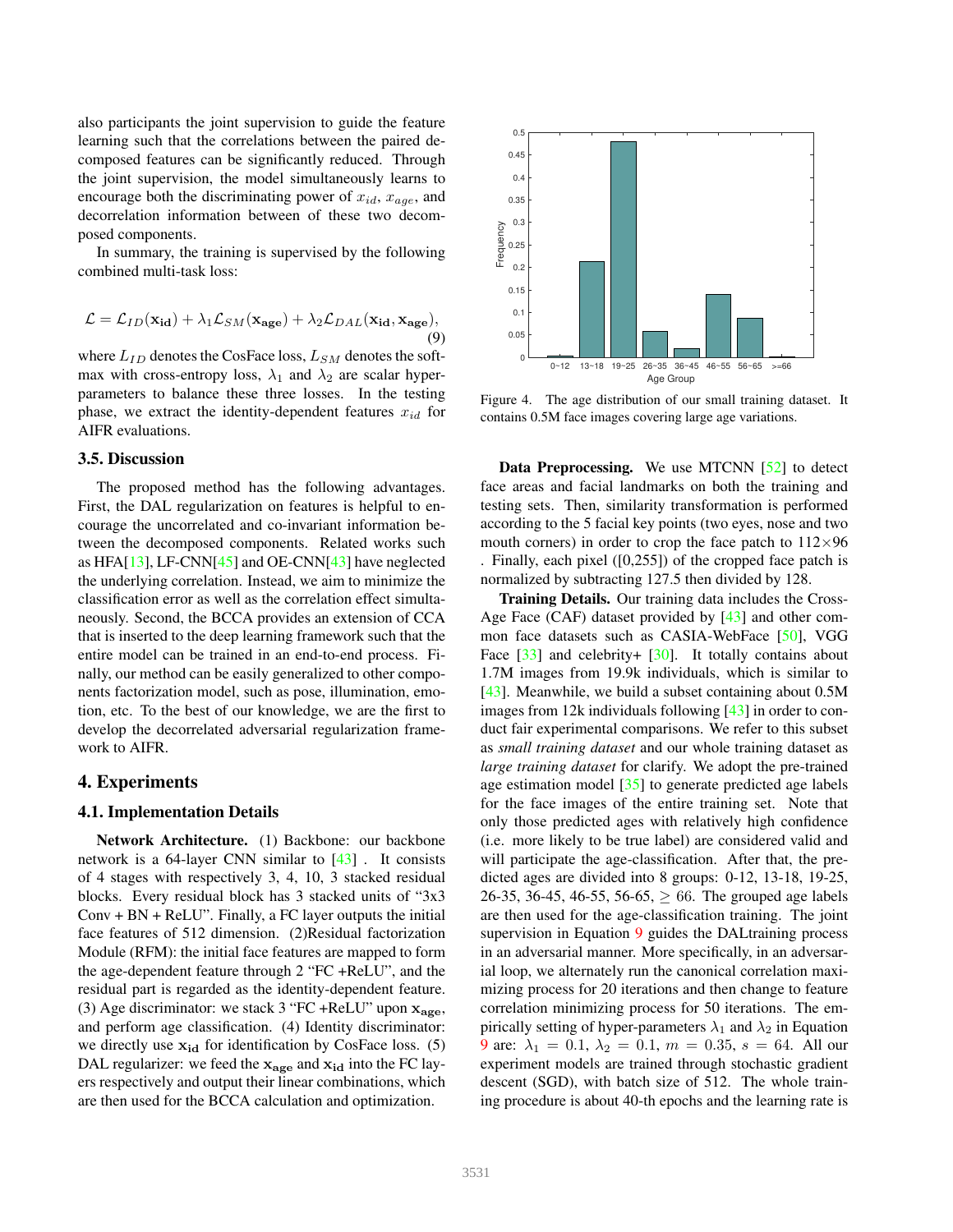also participants the joint supervision to guide the feature learning such that the correlations between the paired decomposed features can be significantly reduced. Through the joint supervision, the model simultaneously learns to encourage both the discriminating power of $x_{id}$, $x_{age}$, and decorrelation information between of these two decomposed components.

In summary, the training is supervised by the following combined multi-task loss:

$$\mathcal{L} = \mathcal{L}_{ID}(\mathbf{x_{id}}) + \lambda_1 \mathcal{L}_{SM}(\mathbf{x_{age}}) + \lambda_2 \mathcal{L}_{DAL}(\mathbf{x_{id}}, \mathbf{x_{age}}), \tag{9}$$

where $L_{ID}$ denotes the CosFace loss, $L_{SM}$ denotes the softmax with cross-entropy loss, $\lambda_1$ and $\lambda_2$ are scalar hyper-parameters to balance these three losses. In the testing phase, we extract the identity-dependent features $x_{id}$ for AIFR evaluations.

### 3.5. Discussion

The proposed method has the following advantages. First, the DAL regularization on features is helpful to encourage the uncorrelated and co-invariant information between the decomposed components. Related works such as HFA[13], LF-CNN[45] and OE-CNN[43] have neglected the underlying correlation. Instead, we aim to minimize the classification error as well as the correlation effect simultaneously. Second, the BCCA provides an extension of CCA that is inserted to the deep learning framework such that the entire model can be trained in an end-to-end process. Finally, our method can be easily generalized to other components factorization model, such as pose, illumination, emotion, etc. To the best of our knowledge, we are the first to develop the decorrelated adversarial regularization framework to AIFR.

## 4. Experiments

### 4.1. Implementation Details

**Network Architecture.** (1) Backbone: our backbone network is a 64-layer CNN similar to [43] . It consists of 4 stages with respectively 3, 4, 10, 3 stacked residual blocks. Every residual block has 3 stacked units of "3x3 Conv + BN + ReLU". Finally, a FC layer outputs the initial face features of 512 dimension. (2)Residual factorization Module (RFM): the initial face features are mapped to form the age-dependent feature through 2 "FC +ReLU", and the residual part is regarded as the identity-dependent feature. (3) Age discriminator: we stack 3 "FC +ReLU" upon $\mathbf{x_{age}}$, and perform age classification. (4) Identity discriminator: we directly use $\mathbf{x_{id}}$ for identification by CosFace loss. (5) DAL regularizer: we feed the $\mathbf{x_{age}}$ and $\mathbf{x_{id}}$ into the FC layers respectively and output their linear combinations, which are then used for the BCCA calculation and optimization.

Figure 4. The age distribution of our small training dataset. It contains 0.5M face images covering large age variations.

**Data Preprocessing.** We use MTCNN [52] to detect face areas and facial landmarks on both the training and testing sets. Then, similarity transformation is performed according to the 5 facial key points (two eyes, nose and two mouth corners) in order to crop the face patch to 112×96 . Finally, each pixel ([0,255]) of the cropped face patch is normalized by subtracting 127.5 then divided by 128.

**Training Details.** Our training data includes the Cross-Age Face (CAF) dataset provided by [43] and other common face datasets such as CASIA-WebFace [50], VGG Face [33] and celebrity+ [30]. It totally contains about 1.7M images from 19.9k individuals, which is similar to [43]. Meanwhile, we build a subset containing about 0.5M images from 12k individuals following [43] in order to conduct fair experimental comparisons. We refer to this subset as *small training dataset* and our whole training dataset as *large training dataset* for clarify. We adopt the pre-trained age estimation model [35] to generate predicted age labels for the face images of the entire training set. Note that only those predicted ages with relatively high confidence (i.e. more likely to be true label) are considered valid and will participate the age-classification. After that, the predicted ages are divided into 8 groups: 0-12, 13-18, 19-25, 26-35, 36-45, 46-55, 56-65, $\geq 66$. The grouped age labels are then used for the age-classification training. The joint supervision in Equation 9 guides the DALtraining process in an adversarial manner. More specifically, in an adversarial loop, we alternately run the canonical correlation maximizing process for 20 iterations and then change to feature correlation minimizing process for 50 iterations. The empirically setting of hyper-parameters $\lambda_1$ and $\lambda_2$ in Equation 9 are: $\lambda_1 = 0.1$, $\lambda_2 = 0.1$, $m = 0.35$, $s = 64$. All our experiment models are trained through stochastic gradient descent (SGD), with batch size of 512. The whole training procedure is about 40-th epochs and the learning rate is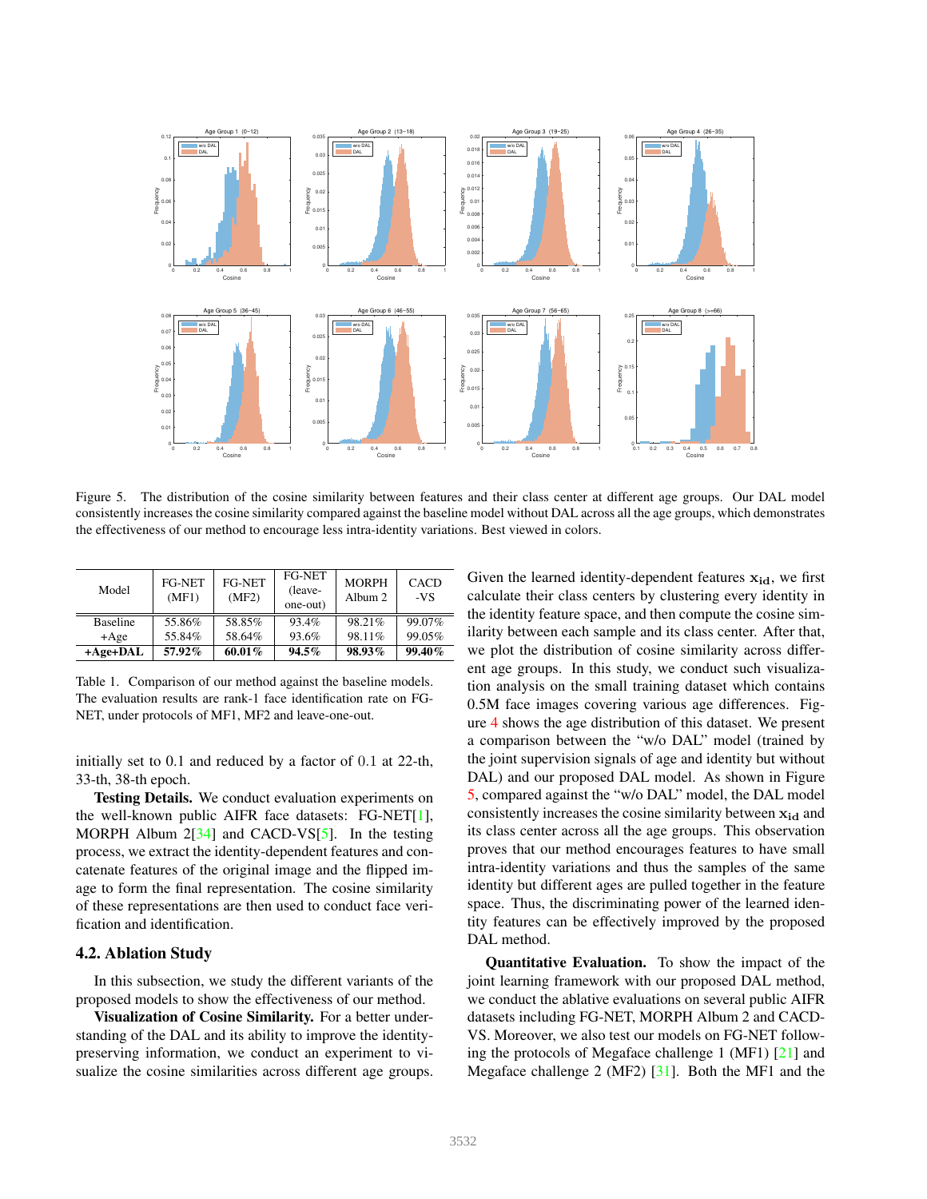Figure 5. The distribution of the cosine similarity between features and their class center at different age groups. Our DAL model consistently increases the cosine similarity compared against the baseline model without DAL across all the age groups, which demonstrates the effectiveness of our method to encourage less intra-identity variations. Best viewed in colors.

| Model | FG-NET (MF1) | FG-NET (MF2) | FG-NET (leave-one-out) | MORPH Album 2 | CACD -VS |
|---|---|---|---|---|---|
| Baseline | 55.86% | 58.85% | 93.4% | 98.21% | 99.07% |
| +Age | 55.84% | 58.64% | 93.6% | 98.11% | 99.05% |
| **+Age+DAL** | **57.92%** | **60.01%** | **94.5%** | **98.93%** | **99.40%** |

Table 1. Comparison of our method against the baseline models. The evaluation results are rank-1 face identification rate on FG-NET, under protocols of MF1, MF2 and leave-one-out.

initially set to 0.1 and reduced by a factor of 0.1 at 22-th, 33-th, 38-th epoch.

**Testing Details.** We conduct evaluation experiments on the well-known public AIFR face datasets: FG-NET[1], MORPH Album 2[34] and CACD-VS[5]. In the testing process, we extract the identity-dependent features and concatenate features of the original image and the flipped image to form the final representation. The cosine similarity of these representations are then used to conduct face verification and identification.

### 4.2. Ablation Study

In this subsection, we study the different variants of the proposed models to show the effectiveness of our method.

**Visualization of Cosine Similarity.** For a better understanding of the DAL and its ability to improve the identity-preserving information, we conduct an experiment to visualize the cosine similarities across different age groups. Given the learned identity-dependent features $\mathbf{x_{id}}$, we first calculate their class centers by clustering every identity in the identity feature space, and then compute the cosine similarity between each sample and its class center. After that, we plot the distribution of cosine similarity across different age groups. In this study, we conduct such visualization analysis on the small training dataset which contains 0.5M face images covering various age differences. Figure 4 shows the age distribution of this dataset. We present a comparison between the "w/o DAL" model (trained by the joint supervision signals of age and identity but without DAL) and our proposed DAL model. As shown in Figure 5, compared against the "w/o DAL" model, the DAL model consistently increases the cosine similarity between $\mathbf{x_{id}}$ and its class center across all the age groups. This observation proves that our method encourages features to have small intra-identity variations and thus the samples of the same identity but different ages are pulled together in the feature space. Thus, the discriminating power of the learned identity features can be effectively improved by the proposed DAL method.

**Quantitative Evaluation.** To show the impact of the joint learning framework with our proposed DAL method, we conduct the ablative evaluations on several public AIFR datasets including FG-NET, MORPH Album 2 and CACD-VS. Moreover, we also test our models on FG-NET following the protocols of Megaface challenge 1 (MF1) [21] and Megaface challenge 2 (MF2) [31]. Both the MF1 and the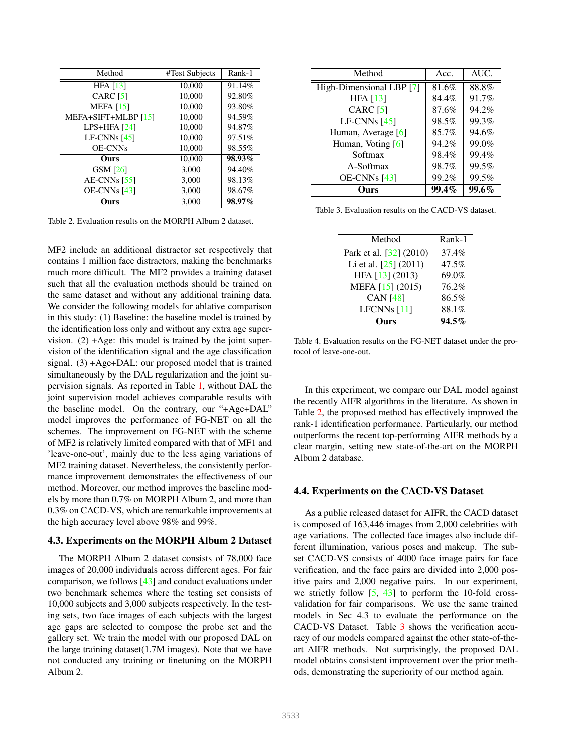| Method | #Test Subjects | Rank-1 |
|---|---|---|
| HFA [13] | 10,000 | 91.14% |
| CARC [5] | 10,000 | 92.80% |
| MEFA [15] | 10,000 | 93.80% |
| MEFA+SIFT+MLBP [15] | 10,000 | 94.59% |
| LPS+HFA [24] | 10,000 | 94.87% |
| LF-CNNs [45] | 10,000 | 97.51% |
| OE-CNNs | 10,000 | 98.55% |
| **Ours** | 10,000 | **98.93%** |
| GSM [26] | 3,000 | 94.40% |
| AE-CNNs [55] | 3,000 | 98.13% |
| OE-CNNs [43] | 3,000 | 98.67% |
| **Ours** | 3,000 | **98.97%** |

Table 2. Evaluation results on the MORPH Album 2 dataset.

MF2 include an additional distractor set respectively that contains 1 million face distractors, making the benchmarks much more difficult. The MF2 provides a training dataset such that all the evaluation methods should be trained on the same dataset and without any additional training data. We consider the following models for ablative comparison in this study: (1) Baseline: the baseline model is trained by the identification loss only and without any extra age supervision. (2) +Age: this model is trained by the joint supervision of the identification signal and the age classification signal. (3) +Age+DAL: our proposed model that is trained simultaneously by the DAL regularization and the joint supervision signals. As reported in Table 1, without DAL the joint supervision model achieves comparable results with the baseline model. On the contrary, our "+Age+DAL" model improves the performance of FG-NET on all the schemes. The improvement on FG-NET with the scheme of MF2 is relatively limited compared with that of MF1 and 'leave-one-out', mainly due to the less aging variations of MF2 training dataset. Nevertheless, the consistently performance improvement demonstrates the effectiveness of our method. Moreover, our method improves the baseline models by more than 0.7% on MORPH Album 2, and more than 0.3% on CACD-VS, which are remarkable improvements at the high accuracy level above 98% and 99%.

### 4.3. Experiments on the MORPH Album 2 Dataset

The MORPH Album 2 dataset consists of 78,000 face images of 20,000 individuals across different ages. For fair comparison, we follows [43] and conduct evaluations under two benchmark schemes where the testing set consists of 10,000 subjects and 3,000 subjects respectively. In the testing sets, two face images of each subjects with the largest age gaps are selected to compose the probe set and the gallery set. We train the model with our proposed DAL on the large training dataset(1.7M images). Note that we have not conducted any training or finetuning on the MORPH Album 2.

| Method | Acc. | AUC. |
|---|---|---|
| High-Dimensional LBP [7] | 81.6% | 88.8% |
| HFA [13] | 84.4% | 91.7% |
| CARC [5] | 87.6% | 94.2% |
| LF-CNNs [45] | 98.5% | 99.3% |
| Human, Average [6] | 85.7% | 94.6% |
| Human, Voting [6] | 94.2% | 99.0% |
| Softmax | 98.4% | 99.4% |
| A-Softmax | 98.7% | 99.5% |
| OE-CNNs [43] | 99.2% | 99.5% |
| **Ours** | **99.4%** | **99.6%** |

Table 3. Evaluation results on the CACD-VS dataset.

| Method | Rank-1 |
|---|---|
| Park et al. [32] (2010) | 37.4% |
| Li et al. [25] (2011) | 47.5% |
| HFA [13] (2013) | 69.0% |
| MEFA [15] (2015) | 76.2% |
| CAN [48] | 86.5% |
| LFCNNs [11] | 88.1% |
| **Ours** | **94.5%** |

Table 4. Evaluation results on the FG-NET dataset under the protocol of leave-one-out.

In this experiment, we compare our DAL model against the recently AIFR algorithms in the literature. As shown in Table 2, the proposed method has effectively improved the rank-1 identification performance. Particularly, our method outperforms the recent top-performing AIFR methods by a clear margin, setting new state-of-the-art on the MORPH Album 2 database.

### 4.4. Experiments on the CACD-VS Dataset

As a public released dataset for AIFR, the CACD dataset is composed of 163,446 images from 2,000 celebrities with age variations. The collected face images also include different illumination, various poses and makeup. The subset CACD-VS consists of 4000 face image pairs for face verification, and the face pairs are divided into 2,000 positive pairs and 2,000 negative pairs. In our experiment, we strictly follow [5, 43] to perform the 10-fold cross-validation for fair comparisons. We use the same trained models in Sec 4.3 to evaluate the performance on the CACD-VS Dataset. Table 3 shows the verification accuracy of our models compared against the other state-of-the-art AIFR methods. Not surprisingly, the proposed DAL model obtains consistent improvement over the prior methods, demonstrating the superiority of our method again.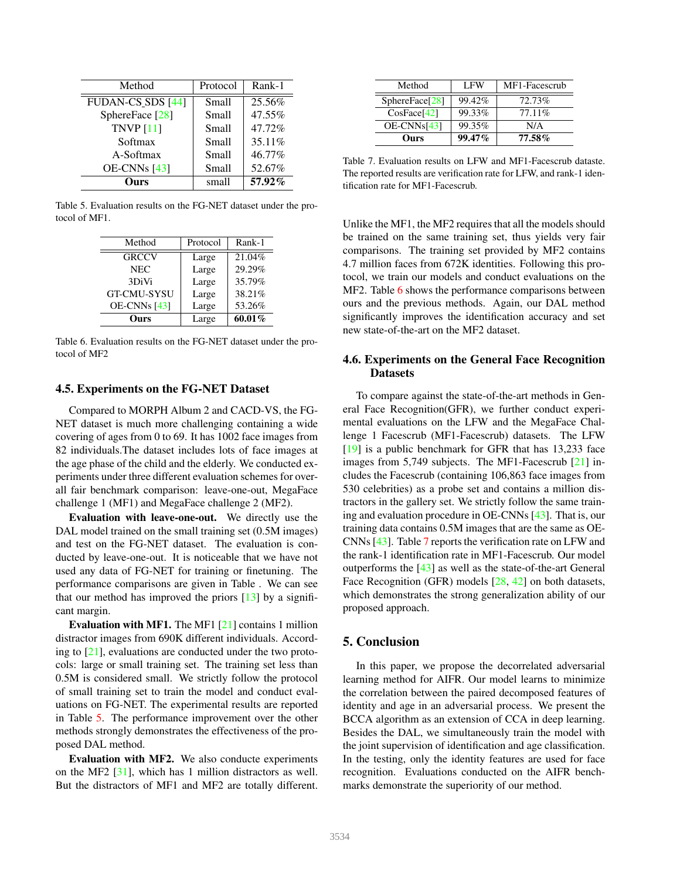| Method | Protocol | Rank-1 |
| --- | --- | --- |
| FUDAN-CS_SDS [44] | Small | 25.56% |
| SphereFace [28] | Small | 47.55% |
| TNVP [11] | Small | 47.72% |
| Softmax | Small | 35.11% |
| A-Softmax | Small | 46.77% |
| OE-CNNs [43] | Small | 52.67% |
| **Ours** | small | **57.92%** |

Table 5. Evaluation results on the FG-NET dataset under the protocol of MF1.

| Method | Protocol | Rank-1 |
| --- | --- | --- |
| GRCCV | Large | 21.04% |
| NEC | Large | 29.29% |
| 3DiVi | Large | 35.79% |
| GT-CMU-SYSU | Large | 38.21% |
| OE-CNNs [43] | Large | 53.26% |
| **Ours** | Large | **60.01%** |

Table 6. Evaluation results on the FG-NET dataset under the protocol of MF2

### 4.5. Experiments on the FG-NET Dataset

Compared to MORPH Album 2 and CACD-VS, the FG-NET dataset is much more challenging containing a wide covering of ages from 0 to 69. It has 1002 face images from 82 individuals.The dataset includes lots of face images at the age phase of the child and the elderly. We conducted experiments under three different evaluation schemes for overall fair benchmark comparison: leave-one-out, MegaFace challenge 1 (MF1) and MegaFace challenge 2 (MF2).

**Evaluation with leave-one-out.** We directly use the DAL model trained on the small training set (0.5M images) and test on the FG-NET dataset. The evaluation is conducted by leave-one-out. It is noticeable that we have not used any data of FG-NET for training or finetuning. The performance comparisons are given in Table . We can see that our method has improved the priors [13] by a significant margin.

**Evaluation with MF1.** The MF1 [21] contains 1 million distractor images from 690K different individuals. According to [21], evaluations are conducted under the two protocols: large or small training set. The training set less than 0.5M is considered small. We strictly follow the protocol of small training set to train the model and conduct evaluations on FG-NET. The experimental results are reported in Table 5. The performance improvement over the other methods strongly demonstrates the effectiveness of the proposed DAL method.

**Evaluation with MF2.** We also conducte experiments on the MF2 [31], which has 1 million distractors as well. But the distractors of MF1 and MF2 are totally different.

| Method | LFW | MF1-Facescrub |
| --- | --- | --- |
| SphereFace[28] | 99.42% | 72.73% |
| CosFace[42] | 99.33% | 77.11% |
| OE-CNNs[43] | 99.35% | N/A |
| **Ours** | **99.47%** | **77.58%** |

Table 7. Evaluation results on LFW and MF1-Facescrub dataste. The reported results are verification rate for LFW, and rank-1 identification rate for MF1-Facescrub.

Unlike the MF1, the MF2 requires that all the models should be trained on the same training set, thus yields very fair comparisons. The training set provided by MF2 contains 4.7 million faces from 672K identities. Following this protocol, we train our models and conduct evaluations on the MF2. Table 6 shows the performance comparisons between ours and the previous methods. Again, our DAL method significantly improves the identification accuracy and set new state-of-the-art on the MF2 dataset.

### 4.6. Experiments on the General Face Recognition Datasets

To compare against the state-of-the-art methods in General Face Recognition(GFR), we further conduct experimental evaluations on the LFW and the MegaFace Challenge 1 Facescrub (MF1-Facescrub) datasets. The LFW [19] is a public benchmark for GFR that has 13,233 face images from 5,749 subjects. The MF1-Facescrub [21] includes the Facescrub (containing 106,863 face images from 530 celebrities) as a probe set and contains a million distractors in the gallery set. We strictly follow the same training and evaluation procedure in OE-CNNs [43]. That is, our training data contains 0.5M images that are the same as OE-CNNs [43]. Table 7 reports the verification rate on LFW and the rank-1 identification rate in MF1-Facescrub. Our model outperforms the [43] as well as the state-of-the-art General Face Recognition (GFR) models [28, 42] on both datasets, which demonstrates the strong generalization ability of our proposed approach.

## 5. Conclusion

In this paper, we propose the decorrelated adversarial learning method for AIFR. Our model learns to minimize the correlation between the paired decomposed features of identity and age in an adversarial process. We present the BCCA algorithm as an extension of CCA in deep learning. Besides the DAL, we simultaneously train the model with the joint supervision of identification and age classification. In the testing, only the identity features are used for face recognition. Evaluations conducted on the AIFR benchmarks demonstrate the superiority of our method.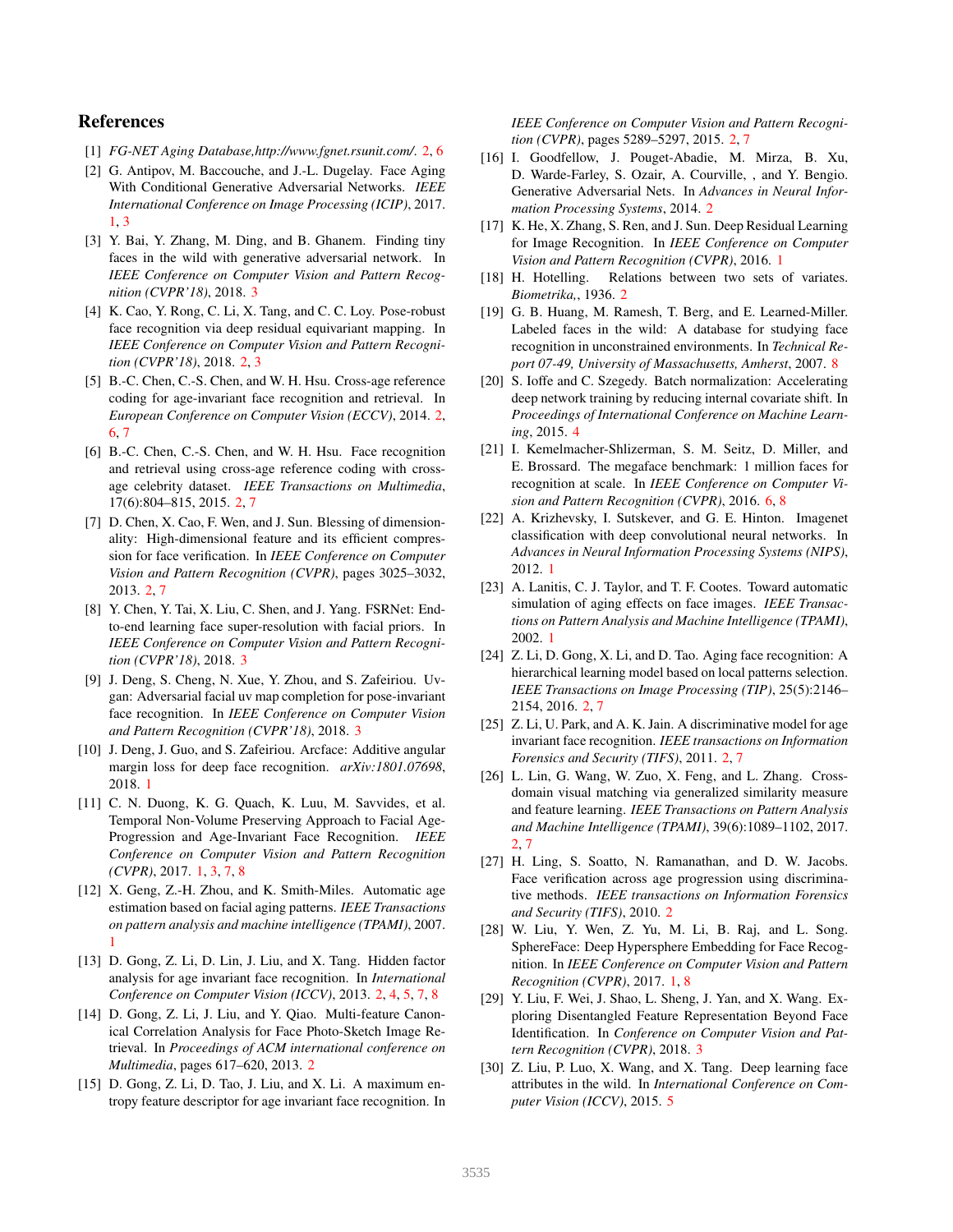## References

[1] *FG-NET Aging Database,http://www.fgnet.rsunit.com/*. 2, 6

[2] G. Antipov, M. Baccouche, and J.-L. Dugelay. Face Aging With Conditional Generative Adversarial Networks. *IEEE International Conference on Image Processing (ICIP)*, 2017. 1, 3

[3] Y. Bai, Y. Zhang, M. Ding, and B. Ghanem. Finding tiny faces in the wild with generative adversarial network. In *IEEE Conference on Computer Vision and Pattern Recognition (CVPR'18)*, 2018. 3

[4] K. Cao, Y. Rong, C. Li, X. Tang, and C. C. Loy. Pose-robust face recognition via deep residual equivariant mapping. In *IEEE Conference on Computer Vision and Pattern Recognition (CVPR'18)*, 2018. 2, 3

[5] B.-C. Chen, C.-S. Chen, and W. H. Hsu. Cross-age reference coding for age-invariant face recognition and retrieval. In *European Conference on Computer Vision (ECCV)*, 2014. 2, 6, 7

[6] B.-C. Chen, C.-S. Chen, and W. H. Hsu. Face recognition and retrieval using cross-age reference coding with cross-age celebrity dataset. *IEEE Transactions on Multimedia*, 17(6):804–815, 2015. 2, 7

[7] D. Chen, X. Cao, F. Wen, and J. Sun. Blessing of dimensionality: High-dimensional feature and its efficient compression for face verification. In *IEEE Conference on Computer Vision and Pattern Recognition (CVPR)*, pages 3025–3032, 2013. 2, 7

[8] Y. Chen, Y. Tai, X. Liu, C. Shen, and J. Yang. FSRNet: End-to-end learning face super-resolution with facial priors. In *IEEE Conference on Computer Vision and Pattern Recognition (CVPR'18)*, 2018. 3

[9] J. Deng, S. Cheng, N. Xue, Y. Zhou, and S. Zafeiriou. Uv-gan: Adversarial facial uv map completion for pose-invariant face recognition. In *IEEE Conference on Computer Vision and Pattern Recognition (CVPR'18)*, 2018. 3

[10] J. Deng, J. Guo, and S. Zafeiriou. Arcface: Additive angular margin loss for deep face recognition. *arXiv:1801.07698*, 2018. 1

[11] C. N. Duong, K. G. Quach, K. Luu, M. Savvides, et al. Temporal Non-Volume Preserving Approach to Facial Age-Progression and Age-Invariant Face Recognition. *IEEE Conference on Computer Vision and Pattern Recognition (CVPR)*, 2017. 1, 3, 7, 8

[12] X. Geng, Z.-H. Zhou, and K. Smith-Miles. Automatic age estimation based on facial aging patterns. *IEEE Transactions on pattern analysis and machine intelligence (TPAMI)*, 2007. 1

[13] D. Gong, Z. Li, D. Lin, J. Liu, and X. Tang. Hidden factor analysis for age invariant face recognition. In *International Conference on Computer Vision (ICCV)*, 2013. 2, 4, 5, 7, 8

[14] D. Gong, Z. Li, J. Liu, and Y. Qiao. Multi-feature Canonical Correlation Analysis for Face Photo-Sketch Image Retrieval. In *Proceedings of ACM international conference on Multimedia*, pages 617–620, 2013. 2

[15] D. Gong, Z. Li, D. Tao, J. Liu, and X. Li. A maximum entropy feature descriptor for age invariant face recognition. In *IEEE Conference on Computer Vision and Pattern Recognition (CVPR)*, pages 5289–5297, 2015. 2, 7

[16] I. Goodfellow, J. Pouget-Abadie, M. Mirza, B. Xu, D. Warde-Farley, S. Ozair, A. Courville, , and Y. Bengio. Generative Adversarial Nets. In *Advances in Neural Information Processing Systems*, 2014. 2

[17] K. He, X. Zhang, S. Ren, and J. Sun. Deep Residual Learning for Image Recognition. In *IEEE Conference on Computer Vision and Pattern Recognition (CVPR)*, 2016. 1

[18] H. Hotelling. Relations between two sets of variates. *Biometrika,*, 1936. 2

[19] G. B. Huang, M. Ramesh, T. Berg, and E. Learned-Miller. Labeled faces in the wild: A database for studying face recognition in unconstrained environments. In *Technical Report 07-49, University of Massachusetts, Amherst*, 2007. 8

[20] S. Ioffe and C. Szegedy. Batch normalization: Accelerating deep network training by reducing internal covariate shift. In *Proceedings of International Conference on Machine Learning*, 2015. 4

[21] I. Kemelmacher-Shlizerman, S. M. Seitz, D. Miller, and E. Brossard. The megaface benchmark: 1 million faces for recognition at scale. In *IEEE Conference on Computer Vision and Pattern Recognition (CVPR)*, 2016. 6, 8

[22] A. Krizhevsky, I. Sutskever, and G. E. Hinton. Imagenet classification with deep convolutional neural networks. In *Advances in Neural Information Processing Systems (NIPS)*, 2012. 1

[23] A. Lanitis, C. J. Taylor, and T. F. Cootes. Toward automatic simulation of aging effects on face images. *IEEE Transactions on Pattern Analysis and Machine Intelligence (TPAMI)*, 2002. 1

[24] Z. Li, D. Gong, X. Li, and D. Tao. Aging face recognition: A hierarchical learning model based on local patterns selection. *IEEE Transactions on Image Processing (TIP)*, 25(5):2146–2154, 2016. 2, 7

[25] Z. Li, U. Park, and A. K. Jain. A discriminative model for age invariant face recognition. *IEEE transactions on Information Forensics and Security (TIFS)*, 2011. 2, 7

[26] L. Lin, G. Wang, W. Zuo, X. Feng, and L. Zhang. Cross-domain visual matching via generalized similarity measure and feature learning. *IEEE Transactions on Pattern Analysis and Machine Intelligence (TPAMI)*, 39(6):1089–1102, 2017. 2, 7

[27] H. Ling, S. Soatto, N. Ramanathan, and D. W. Jacobs. Face verification across age progression using discriminative methods. *IEEE transactions on Information Forensics and Security (TIFS)*, 2010. 2

[28] W. Liu, Y. Wen, Z. Yu, M. Li, B. Raj, and L. Song. SphereFace: Deep Hypersphere Embedding for Face Recognition. In *IEEE Conference on Computer Vision and Pattern Recognition (CVPR)*, 2017. 1, 8

[29] Y. Liu, F. Wei, J. Shao, L. Sheng, J. Yan, and X. Wang. Exploring Disentangled Feature Representation Beyond Face Identification. In *Conference on Computer Vision and Pattern Recognition (CVPR)*, 2018. 3

[30] Z. Liu, P. Luo, X. Wang, and X. Tang. Deep learning face attributes in the wild. In *International Conference on Computer Vision (ICCV)*, 2015. 5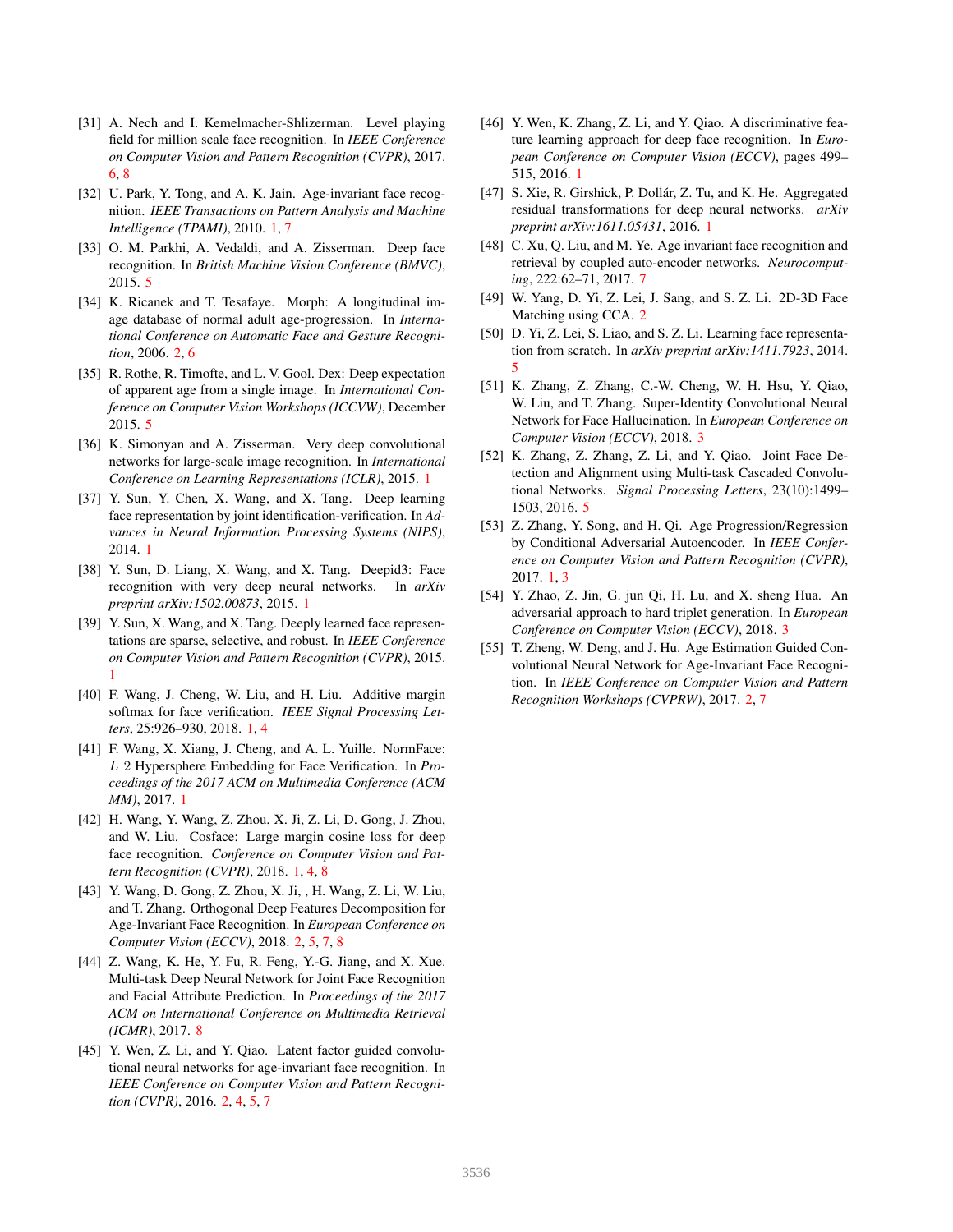[31] A. Nech and I. Kemelmacher-Shlizerman. Level playing field for million scale face recognition. In *IEEE Conference on Computer Vision and Pattern Recognition (CVPR)*, 2017. 6, 8

[32] U. Park, Y. Tong, and A. K. Jain. Age-invariant face recognition. *IEEE Transactions on Pattern Analysis and Machine Intelligence (TPAMI)*, 2010. 1, 7

[33] O. M. Parkhi, A. Vedaldi, and A. Zisserman. Deep face recognition. In *British Machine Vision Conference (BMVC)*, 2015. 5

[34] K. Ricanek and T. Tesafaye. Morph: A longitudinal image database of normal adult age-progression. In *International Conference on Automatic Face and Gesture Recognition*, 2006. 2, 6

[35] R. Rothe, R. Timofte, and L. V. Gool. Dex: Deep expectation of apparent age from a single image. In *International Conference on Computer Vision Workshops (ICCVW)*, December 2015. 5

[36] K. Simonyan and A. Zisserman. Very deep convolutional networks for large-scale image recognition. In *International Conference on Learning Representations (ICLR)*, 2015. 1

[37] Y. Sun, Y. Chen, X. Wang, and X. Tang. Deep learning face representation by joint identification-verification. In *Advances in Neural Information Processing Systems (NIPS)*, 2014. 1

[38] Y. Sun, D. Liang, X. Wang, and X. Tang. Deepid3: Face recognition with very deep neural networks. In *arXiv preprint arXiv:1502.00873*, 2015. 1

[39] Y. Sun, X. Wang, and X. Tang. Deeply learned face representations are sparse, selective, and robust. In *IEEE Conference on Computer Vision and Pattern Recognition (CVPR)*, 2015. 1

[40] F. Wang, J. Cheng, W. Liu, and H. Liu. Additive margin softmax for face verification. *IEEE Signal Processing Letters*, 25:926–930, 2018. 1, 4

[41] F. Wang, X. Xiang, J. Cheng, and A. L. Yuille. NormFace: $L\_2$ Hypersphere Embedding for Face Verification. In *Proceedings of the 2017 ACM on Multimedia Conference (ACM MM)*, 2017. 1

[42] H. Wang, Y. Wang, Z. Zhou, X. Ji, Z. Li, D. Gong, J. Zhou, and W. Liu. Cosface: Large margin cosine loss for deep face recognition. *Conference on Computer Vision and Pattern Recognition (CVPR)*, 2018. 1, 4, 8

[43] Y. Wang, D. Gong, Z. Zhou, X. Ji, , H. Wang, Z. Li, W. Liu, and T. Zhang. Orthogonal Deep Features Decomposition for Age-Invariant Face Recognition. In *European Conference on Computer Vision (ECCV)*, 2018. 2, 5, 7, 8

[44] Z. Wang, K. He, Y. Fu, R. Feng, Y.-G. Jiang, and X. Xue. Multi-task Deep Neural Network for Joint Face Recognition and Facial Attribute Prediction. In *Proceedings of the 2017 ACM on International Conference on Multimedia Retrieval (ICMR)*, 2017. 8

[45] Y. Wen, Z. Li, and Y. Qiao. Latent factor guided convolutional neural networks for age-invariant face recognition. In *IEEE Conference on Computer Vision and Pattern Recognition (CVPR)*, 2016. 2, 4, 5, 7

[46] Y. Wen, K. Zhang, Z. Li, and Y. Qiao. A discriminative feature learning approach for deep face recognition. In *European Conference on Computer Vision (ECCV)*, pages 499–515, 2016. 1

[47] S. Xie, R. Girshick, P. Dollár, Z. Tu, and K. He. Aggregated residual transformations for deep neural networks. *arXiv preprint arXiv:1611.05431*, 2016. 1

[48] C. Xu, Q. Liu, and M. Ye. Age invariant face recognition and retrieval by coupled auto-encoder networks. *Neurocomputing*, 222:62–71, 2017. 7

[49] W. Yang, D. Yi, Z. Lei, J. Sang, and S. Z. Li. 2D-3D Face Matching using CCA. 2

[50] D. Yi, Z. Lei, S. Liao, and S. Z. Li. Learning face representation from scratch. In *arXiv preprint arXiv:1411.7923*, 2014. 5

[51] K. Zhang, Z. Zhang, C.-W. Cheng, W. H. Hsu, Y. Qiao, W. Liu, and T. Zhang. Super-Identity Convolutional Neural Network for Face Hallucination. In *European Conference on Computer Vision (ECCV)*, 2018. 3

[52] K. Zhang, Z. Zhang, Z. Li, and Y. Qiao. Joint Face Detection and Alignment using Multi-task Cascaded Convolutional Networks. *Signal Processing Letters*, 23(10):1499–1503, 2016. 5

[53] Z. Zhang, Y. Song, and H. Qi. Age Progression/Regression by Conditional Adversarial Autoencoder. In *IEEE Conference on Computer Vision and Pattern Recognition (CVPR)*, 2017. 1, 3

[54] Y. Zhao, Z. Jin, G. jun Qi, H. Lu, and X. sheng Hua. An adversarial approach to hard triplet generation. In *European Conference on Computer Vision (ECCV)*, 2018. 3

[55] T. Zheng, W. Deng, and J. Hu. Age Estimation Guided Convolutional Neural Network for Age-Invariant Face Recognition. In *IEEE Conference on Computer Vision and Pattern Recognition Workshops (CVPRW)*, 2017. 2, 7